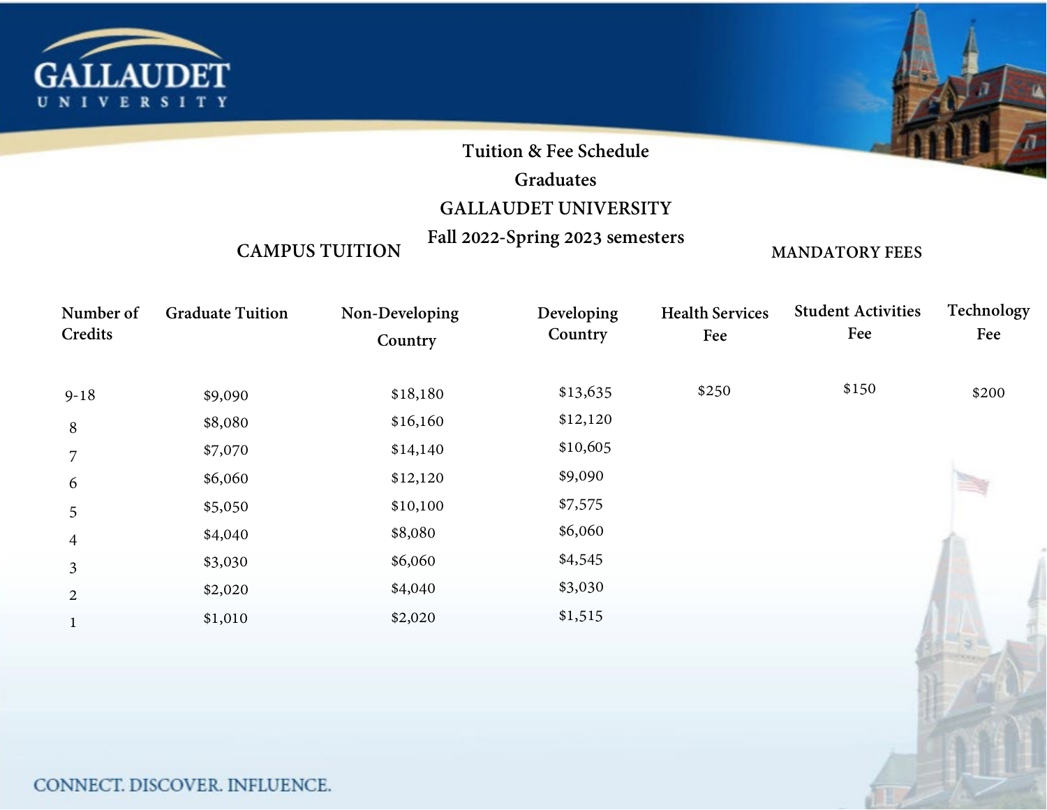GALLAUDET UNIVERSITY

# Tuition & Fee Schedule
## Graduates
## GALLAUDET UNIVERSITY
## Fall 2022-Spring 2023 semesters

| CAMPUS TUITION | | | | MANDATORY FEES | | |
|---|---|---|---|---|---|---|
| Number of Credits | Graduate Tuition | Non-Developing Country | Developing Country | Health Services Fee | Student Activities Fee | Technology Fee |
| 9-18 | $9,090 | $18,180 | $13,635 | $250 | $150 | $200 |
| 8 | $8,080 | $16,160 | $12,120 | | | |
| 7 | $7,070 | $14,140 | $10,605 | | | |
| 6 | $6,060 | $12,120 | $9,090 | | | |
| 5 | $5,050 | $10,100 | $7,575 | | | |
| 4 | $4,040 | $8,080 | $6,060 | | | |
| 3 | $3,030 | $6,060 | $4,545 | | | |
| 2 | $2,020 | $4,040 | $3,030 | | | |
| 1 | $1,010 | $2,020 | $1,515 | | | |

CONNECT. DISCOVER. INFLUENCE.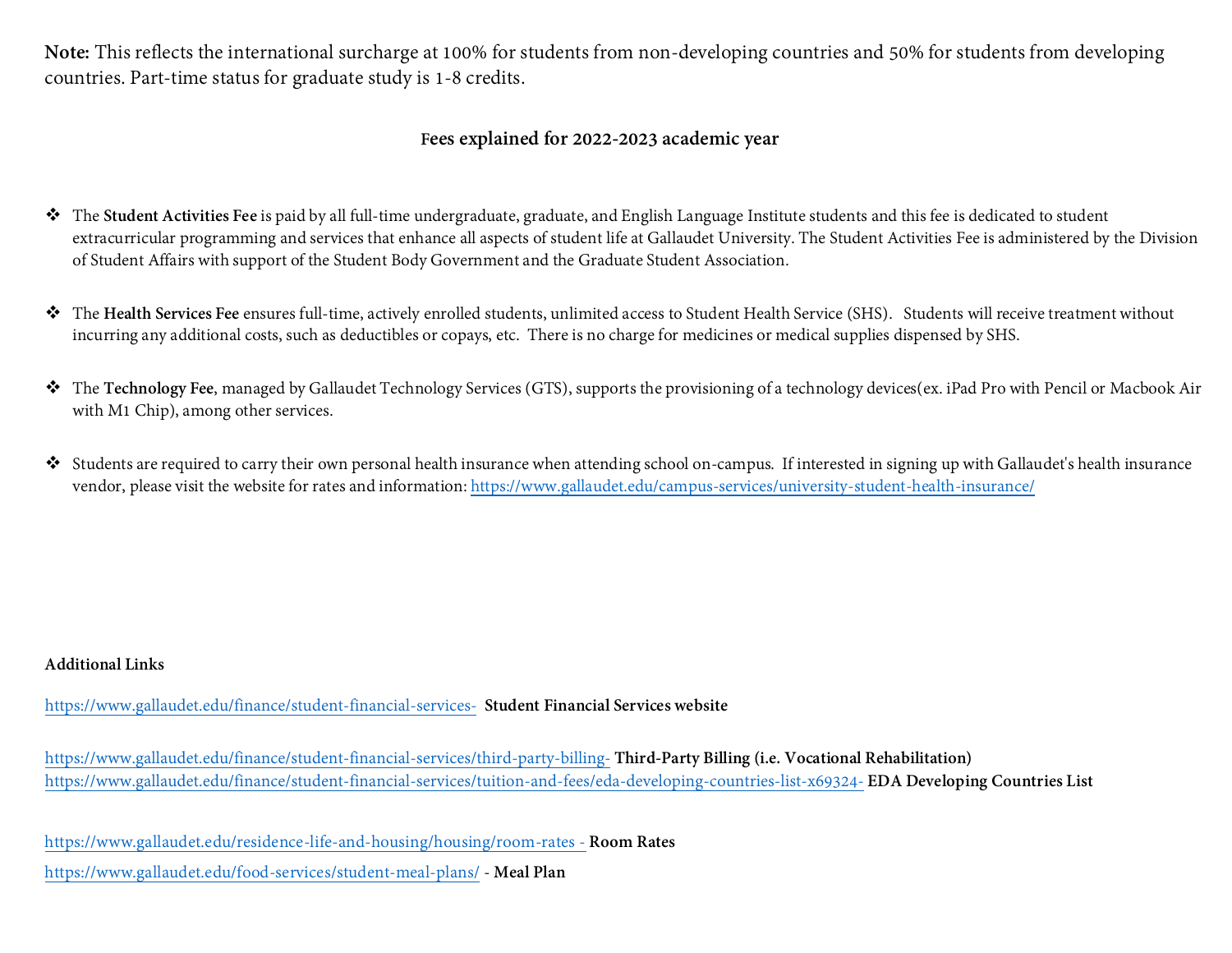**Note:** This reflects the international surcharge at 100% for students from non-developing countries and 50% for students from developing countries. Part-time status for graduate study is 1-8 credits.

## Fees explained for 2022-2023 academic year

- The **Student Activities Fee** is paid by all full-time undergraduate, graduate, and English Language Institute students and this fee is dedicated to student extracurricular programming and services that enhance all aspects of student life at Gallaudet University. The Student Activities Fee is administered by the Division of Student Affairs with support of the Student Body Government and the Graduate Student Association.

- The **Health Services Fee** ensures full-time, actively enrolled students, unlimited access to Student Health Service (SHS). Students will receive treatment without incurring any additional costs, such as deductibles or copays, etc. There is no charge for medicines or medical supplies dispensed by SHS.

- The **Technology Fee**, managed by Gallaudet Technology Services (GTS), supports the provisioning of a technology devices(ex. iPad Pro with Pencil or Macbook Air with M1 Chip), among other services.

- Students are required to carry their own personal health insurance when attending school on-campus. If interested in signing up with Gallaudet's health insurance vendor, please visit the website for rates and information: https://www.gallaudet.edu/campus-services/university-student-health-insurance/

**Additional Links**

https://www.gallaudet.edu/finance/student-financial-services- **Student Financial Services website**

https://www.gallaudet.edu/finance/student-financial-services/third-party-billing- **Third-Party Billing (i.e. Vocational Rehabilitation)**
https://www.gallaudet.edu/finance/student-financial-services/tuition-and-fees/eda-developing-countries-list-x69324- **EDA Developing Countries List**

https://www.gallaudet.edu/residence-life-and-housing/housing/room-rates - **Room Rates**
https://www.gallaudet.edu/food-services/student-meal-plans/ - **Meal Plan**